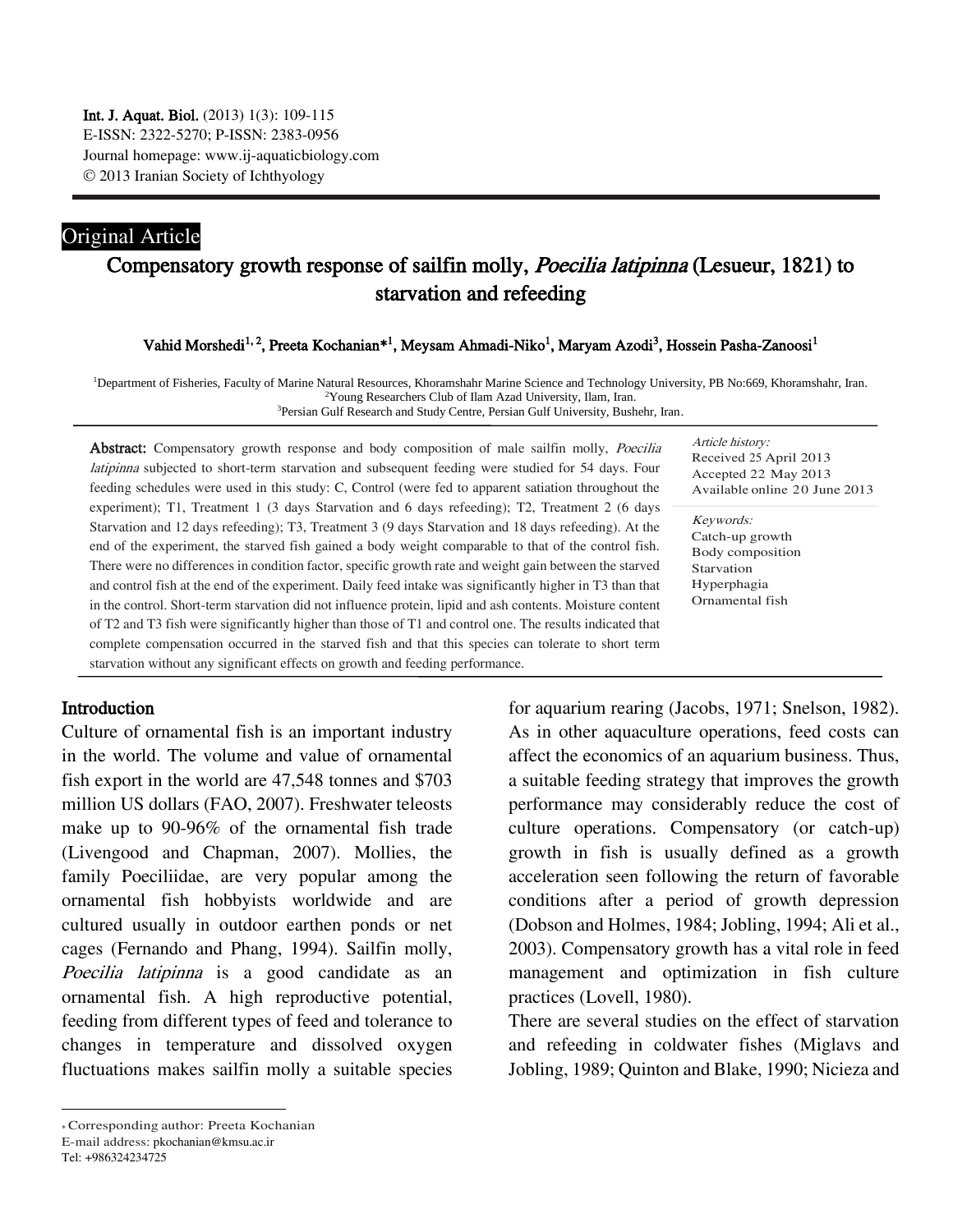Int. J. Aquat. Biol. (2013) 1(3): 109-115
E-ISSN: 2322-5270; P-ISSN: 2383-0956
Journal homepage: www.ij-aquaticbiology.com
© 2013 Iranian Society of Ichthyology

Original Article

# Compensatory growth response of sailfin molly, *Poecilia latipinna* (Lesueur, 1821) to starvation and refeeding

Vahid Morshedi[1, 2], Preeta Kochanian*[1], Meysam Ahmadi-Niko[1], Maryam Azodi[3], Hossein Pasha-Zanoosi[1]

[1]Department of Fisheries, Faculty of Marine Natural Resources, Khoramshahr Marine Science and Technology University, PB No:669, Khoramshahr, Iran.
[2]Young Researchers Club of Ilam Azad University, Ilam, Iran.
[3]Persian Gulf Research and Study Centre, Persian Gulf University, Bushehr, Iran.

**Abstract:** Compensatory growth response and body composition of male sailfin molly, *Poecilia latipinna* subjected to short-term starvation and subsequent feeding were studied for 54 days. Four feeding schedules were used in this study: C, Control (were fed to apparent satiation throughout the experiment); T1, Treatment 1 (3 days Starvation and 6 days refeeding); T2, Treatment 2 (6 days Starvation and 12 days refeeding); T3, Treatment 3 (9 days Starvation and 18 days refeeding). At the end of the experiment, the starved fish gained a body weight comparable to that of the control fish. There were no differences in condition factor, specific growth rate and weight gain between the starved and control fish at the end of the experiment. Daily feed intake was significantly higher in T3 than that in the control. Short-term starvation did not influence protein, lipid and ash contents. Moisture content of T2 and T3 fish were significantly higher than those of T1 and control one. The results indicated that complete compensation occurred in the starved fish and that this species can tolerate to short term starvation without any significant effects on growth and feeding performance.

*Article history:*
Received 25 April 2013
Accepted 22 May 2013
Available online 20 June 2013

*Keywords:*
Catch-up growth
Body composition
Starvation
Hyperphagia
Ornamental fish

## Introduction

Culture of ornamental fish is an important industry in the world. The volume and value of ornamental fish export in the world are 47,548 tonnes and $703 million US dollars (FAO, 2007). Freshwater teleosts make up to 90-96% of the ornamental fish trade (Livengood and Chapman, 2007). Mollies, the family Poeciliidae, are very popular among the ornamental fish hobbyists worldwide and are cultured usually in outdoor earthen ponds or net cages (Fernando and Phang, 1994). Sailfin molly, *Poecilia latipinna* is a good candidate as an ornamental fish. A high reproductive potential, feeding from different types of feed and tolerance to changes in temperature and dissolved oxygen fluctuations makes sailfin molly a suitable species for aquarium rearing (Jacobs, 1971; Snelson, 1982). As in other aquaculture operations, feed costs can affect the economics of an aquarium business. Thus, a suitable feeding strategy that improves the growth performance may considerably reduce the cost of culture operations. Compensatory (or catch-up) growth in fish is usually defined as a growth acceleration seen following the return of favorable conditions after a period of growth depression (Dobson and Holmes, 1984; Jobling, 1994; Ali et al., 2003). Compensatory growth has a vital role in feed management and optimization in fish culture practices (Lovell, 1980).

There are several studies on the effect of starvation and refeeding in coldwater fishes (Miglavs and Jobling, 1989; Quinton and Blake, 1990; Nicieza and

*Corresponding author: Preeta Kochanian
E-mail address: pkochanian@kmsu.ac.ir
Tel: +986324234725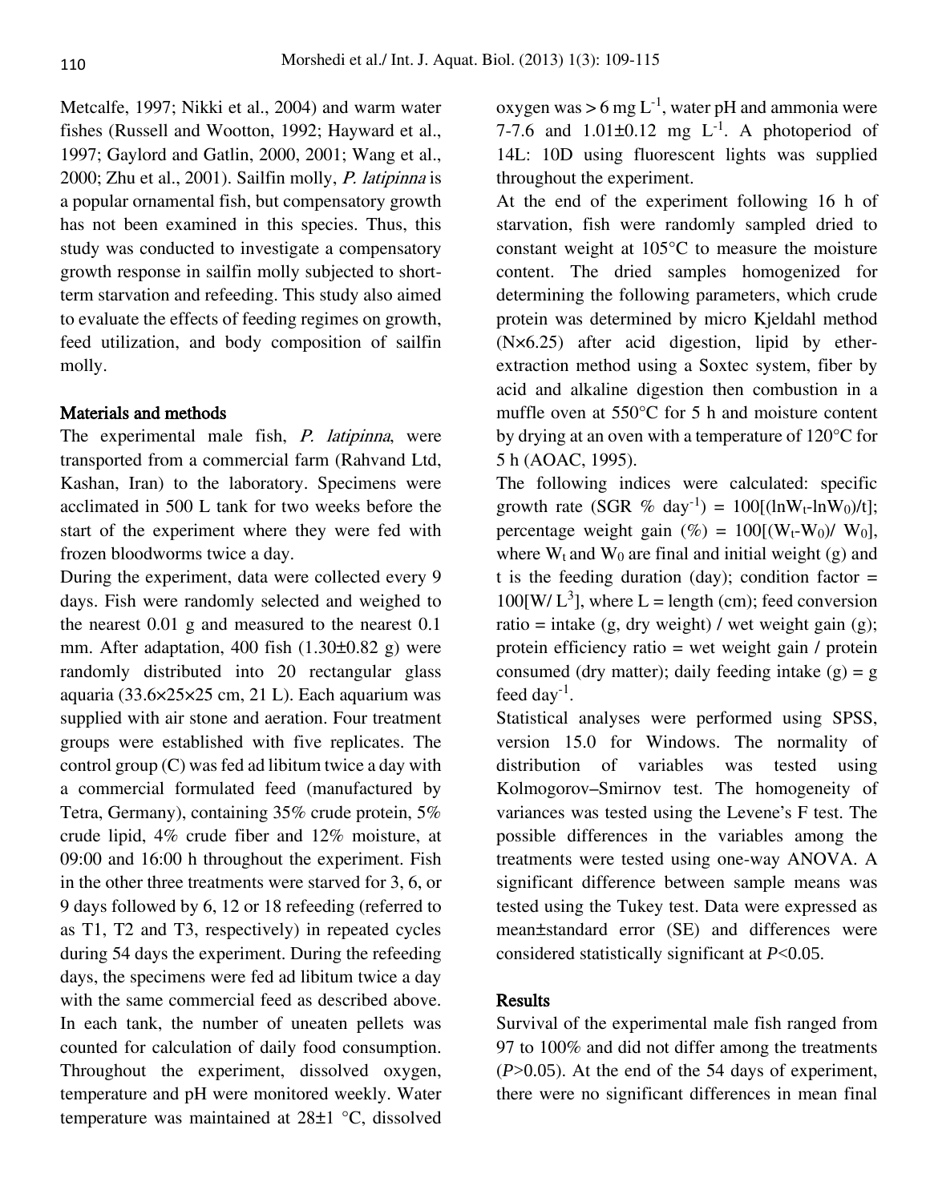Metcalfe, 1997; Nikki et al., 2004) and warm water fishes (Russell and Wootton, 1992; Hayward et al., 1997; Gaylord and Gatlin, 2000, 2001; Wang et al., 2000; Zhu et al., 2001). Sailfin molly, *P. latipinna* is a popular ornamental fish, but compensatory growth has not been examined in this species. Thus, this study was conducted to investigate a compensatory growth response in sailfin molly subjected to short-term starvation and refeeding. This study also aimed to evaluate the effects of feeding regimes on growth, feed utilization, and body composition of sailfin molly.

## Materials and methods

The experimental male fish, *P. latipinna*, were transported from a commercial farm (Rahvand Ltd, Kashan, Iran) to the laboratory. Specimens were acclimated in 500 L tank for two weeks before the start of the experiment where they were fed with frozen bloodworms twice a day.

During the experiment, data were collected every 9 days. Fish were randomly selected and weighed to the nearest 0.01 g and measured to the nearest 0.1 mm. After adaptation, 400 fish (1.30±0.82 g) were randomly distributed into 20 rectangular glass aquaria (33.6×25×25 cm, 21 L). Each aquarium was supplied with air stone and aeration. Four treatment groups were established with five replicates. The control group (C) was fed ad libitum twice a day with a commercial formulated feed (manufactured by Tetra, Germany), containing 35% crude protein, 5% crude lipid, 4% crude fiber and 12% moisture, at 09:00 and 16:00 h throughout the experiment. Fish in the other three treatments were starved for 3, 6, or 9 days followed by 6, 12 or 18 refeeding (referred to as T1, T2 and T3, respectively) in repeated cycles during 54 days the experiment. During the refeeding days, the specimens were fed ad libitum twice a day with the same commercial feed as described above. In each tank, the number of uneaten pellets was counted for calculation of daily food consumption. Throughout the experiment, dissolved oxygen, temperature and pH were monitored weekly. Water temperature was maintained at 28±1 °C, dissolved oxygen was > 6 mg $L^{-1}$, water pH and ammonia were 7-7.6 and 1.01±0.12 mg $L^{-1}$. A photoperiod of 14L: 10D using fluorescent lights was supplied throughout the experiment.

At the end of the experiment following 16 h of starvation, fish were randomly sampled dried to constant weight at 105°C to measure the moisture content. The dried samples homogenized for determining the following parameters, which crude protein was determined by micro Kjeldahl method (N×6.25) after acid digestion, lipid by ether-extraction method using a Soxtec system, fiber by acid and alkaline digestion then combustion in a muffle oven at 550°C for 5 h and moisture content by drying at an oven with a temperature of 120°C for 5 h (AOAC, 1995).

The following indices were calculated: specific growth rate (SGR % $day^{-1}$) = $100[(\ln W_t - \ln W_0)/t]$; percentage weight gain (%) = $100[(W_t - W_0)/W_0]$, where $W_t$ and $W_0$ are final and initial weight (g) and t is the feeding duration (day); condition factor = $100[W/L^3]$, where L = length (cm); feed conversion ratio = intake (g, dry weight) / wet weight gain (g); protein efficiency ratio = wet weight gain / protein consumed (dry matter); daily feeding intake (g) = g feed $day^{-1}$.

Statistical analyses were performed using SPSS, version 15.0 for Windows. The normality of distribution of variables was tested using Kolmogorov–Smirnov test. The homogeneity of variances was tested using the Levene's F test. The possible differences in the variables among the treatments were tested using one-way ANOVA. A significant difference between sample means was tested using the Tukey test. Data were expressed as mean±standard error (SE) and differences were considered statistically significant at $P<0.05$.

## Results

Survival of the experimental male fish ranged from 97 to 100% and did not differ among the treatments ($P>0.05$). At the end of the 54 days of experiment, there were no significant differences in mean final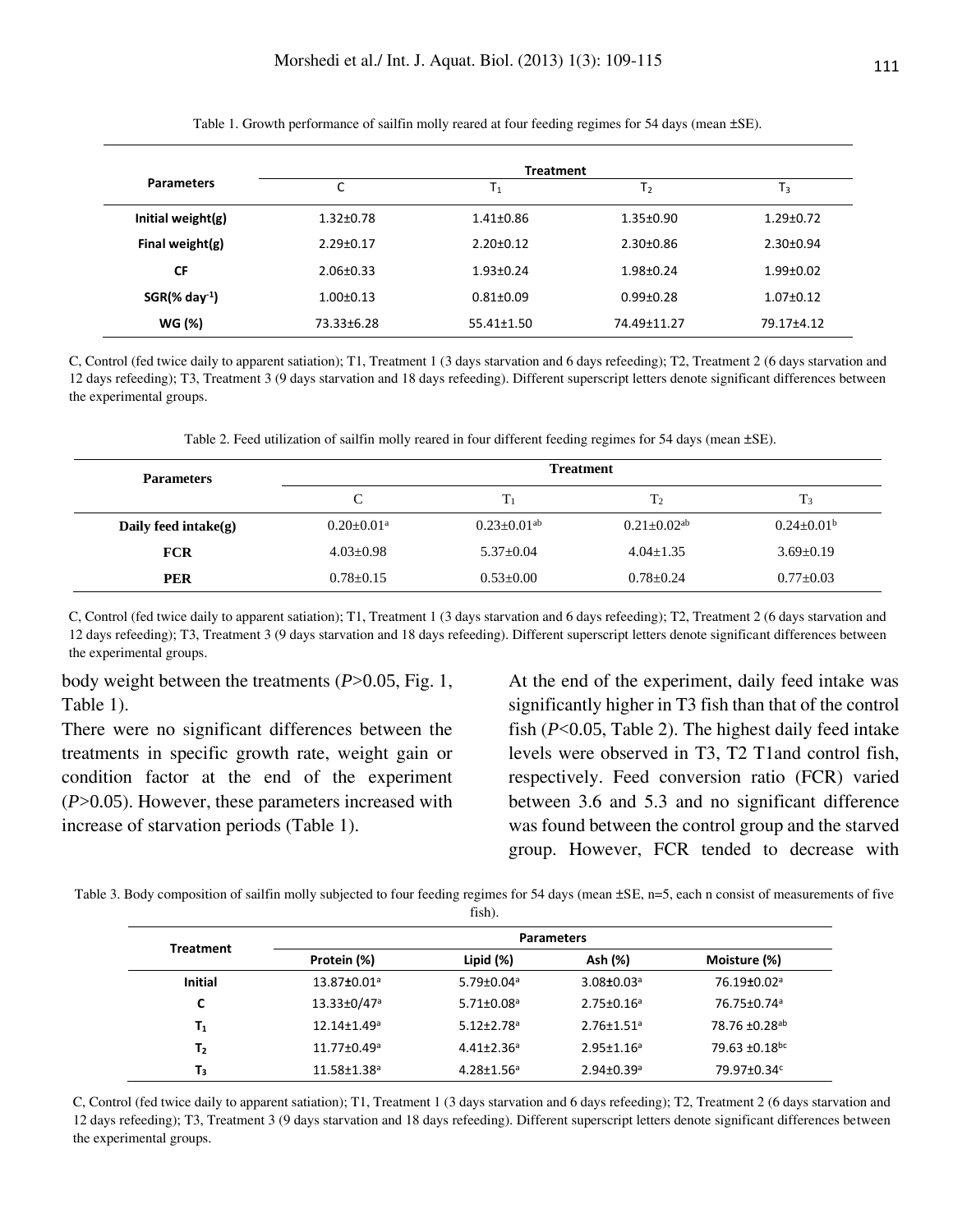Table 1. Growth performance of sailfin molly reared at four feeding regimes for 54 days (mean ±SE).

| Parameters | Treatment | | | |
|---|---|---|---|---|
| | C | $T_1$ | $T_2$ | $T_3$ |
| **Initial weight(g)** | 1.32±0.78 | 1.41±0.86 | 1.35±0.90 | 1.29±0.72 |
| **Final weight(g)** | 2.29±0.17 | 2.20±0.12 | 2.30±0.86 | 2.30±0.94 |
| **CF** | 2.06±0.33 | 1.93±0.24 | 1.98±0.24 | 1.99±0.02 |
| **SGR(% day$^{-1}$)** | 1.00±0.13 | 0.81±0.09 | 0.99±0.28 | 1.07±0.12 |
| **WG (%)** | 73.33±6.28 | 55.41±1.50 | 74.49±11.27 | 79.17±4.12 |

C, Control (fed twice daily to apparent satiation); T1, Treatment 1 (3 days starvation and 6 days refeeding); T2, Treatment 2 (6 days starvation and 12 days refeeding); T3, Treatment 3 (9 days starvation and 18 days refeeding). Different superscript letters denote significant differences between the experimental groups.

Table 2. Feed utilization of sailfin molly reared in four different feeding regimes for 54 days (mean ±SE).

| Parameters | Treatment | | | |
|---|---|---|---|---|
| | C | $T_1$ | $T_2$ | $T_3$ |
| **Daily feed intake(g)** | $0.20±0.01^{a}$ | $0.23±0.01^{ab}$ | $0.21±0.02^{ab}$ | $0.24±0.01^{b}$ |
| **FCR** | 4.03±0.98 | 5.37±0.04 | 4.04±1.35 | 3.69±0.19 |
| **PER** | 0.78±0.15 | 0.53±0.00 | 0.78±0.24 | 0.77±0.03 |

C, Control (fed twice daily to apparent satiation); T1, Treatment 1 (3 days starvation and 6 days refeeding); T2, Treatment 2 (6 days starvation and 12 days refeeding); T3, Treatment 3 (9 days starvation and 18 days refeeding). Different superscript letters denote significant differences between the experimental groups.

body weight between the treatments ($P$>0.05, Fig. 1, Table 1).

There were no significant differences between the treatments in specific growth rate, weight gain or condition factor at the end of the experiment ($P$>0.05). However, these parameters increased with increase of starvation periods (Table 1).

At the end of the experiment, daily feed intake was significantly higher in T3 fish than that of the control fish ($P$<0.05, Table 2). The highest daily feed intake levels were observed in T3, T2 T1and control fish, respectively. Feed conversion ratio (FCR) varied between 3.6 and 5.3 and no significant difference was found between the control group and the starved group. However, FCR tended to decrease with

Table 3. Body composition of sailfin molly subjected to four feeding regimes for 54 days (mean ±SE, n=5, each n consist of measurements of five fish).

| Treatment | Parameters | | | |
|---|---|---|---|---|
| | Protein (%) | Lipid (%) | Ash (%) | Moisture (%) |
| **Initial** | $13.87±0.01^{a}$ | $5.79±0.04^{a}$ | $3.08±0.03^{a}$ | $76.19±0.02^{a}$ |
| **C** | $13.33±0/47^{a}$ | $5.71±0.08^{a}$ | $2.75±0.16^{a}$ | $76.75±0.74^{a}$ |
| **$T_1$** | $12.14±1.49^{a}$ | $5.12±2.78^{a}$ | $2.76±1.51^{a}$ | $78.76 ±0.28^{ab}$ |
| **$T_2$** | $11.77±0.49^{a}$ | $4.41±2.36^{a}$ | $2.95±1.16^{a}$ | $79.63 ±0.18^{bc}$ |
| **$T_3$** | $11.58±1.38^{a}$ | $4.28±1.56^{a}$ | $2.94±0.39^{a}$ | $79.97±0.34^{c}$ |

C, Control (fed twice daily to apparent satiation); T1, Treatment 1 (3 days starvation and 6 days refeeding); T2, Treatment 2 (6 days starvation and 12 days refeeding); T3, Treatment 3 (9 days starvation and 18 days refeeding). Different superscript letters denote significant differences between the experimental groups.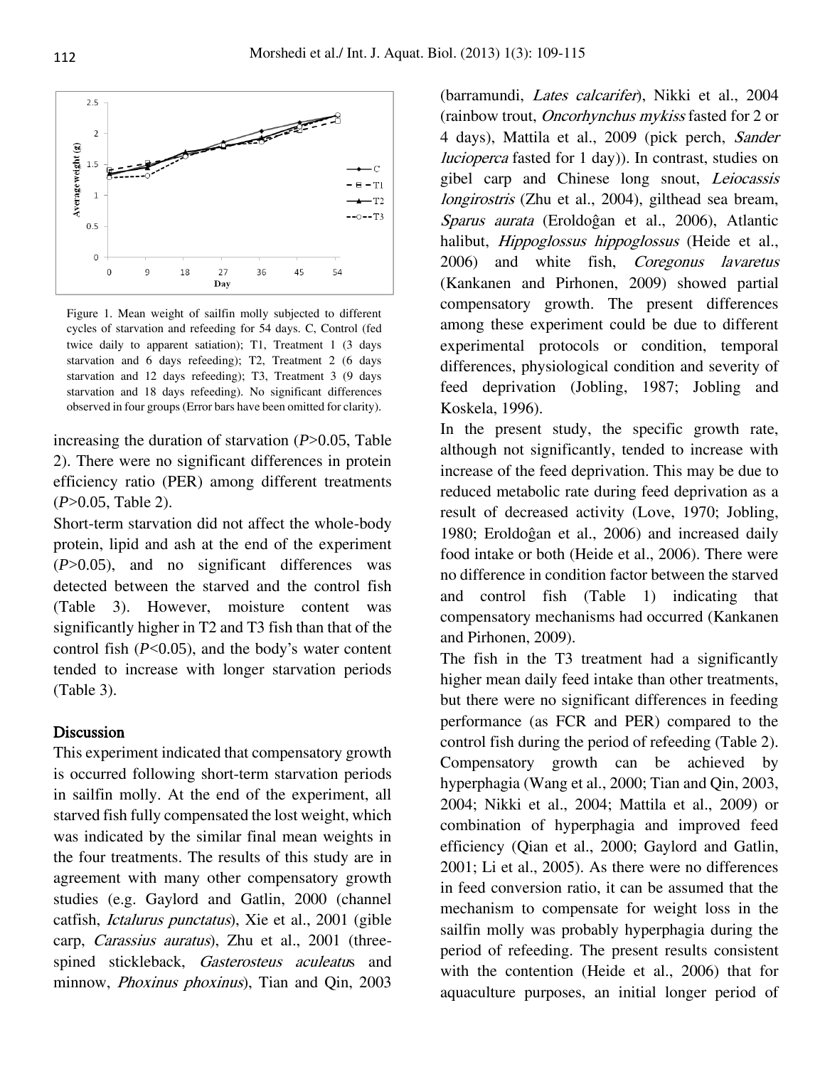2.5

2

1.5

1

0.5

0

Average weight (g)

0 9 18 27 36 45 54

Day

C

T1

T2

T3

Figure 1. Mean weight of sailfin molly subjected to different cycles of starvation and refeeding for 54 days. C, Control (fed twice daily to apparent satiation); T1, Treatment 1 (3 days starvation and 6 days refeeding); T2, Treatment 2 (6 days starvation and 12 days refeeding); T3, Treatment 3 (9 days starvation and 18 days refeeding). No significant differences observed in four groups (Error bars have been omitted for clarity).

increasing the duration of starvation ($P$>0.05, Table 2). There were no significant differences in protein efficiency ratio (PER) among different treatments ($P$>0.05, Table 2).

Short-term starvation did not affect the whole-body protein, lipid and ash at the end of the experiment ($P$>0.05), and no significant differences was detected between the starved and the control fish (Table 3). However, moisture content was significantly higher in T2 and T3 fish than that of the control fish ($P$<0.05), and the body's water content tended to increase with longer starvation periods (Table 3).

## Discussion

This experiment indicated that compensatory growth is occurred following short-term starvation periods in sailfin molly. At the end of the experiment, all starved fish fully compensated the lost weight, which was indicated by the similar final mean weights in the four treatments. The results of this study are in agreement with many other compensatory growth studies (e.g. Gaylord and Gatlin, 2000 (channel catfish, *Ictalurus punctatus*), Xie et al., 2001 (gible carp, *Carassius auratus*), Zhu et al., 2001 (three-spined stickleback, *Gasterosteus aculeatus* and minnow, *Phoxinus phoxinus*), Tian and Qin, 2003 (barramundi, *Lates calcarifer*), Nikki et al., 2004 (rainbow trout, *Oncorhynchus mykiss* fasted for 2 or 4 days), Mattila et al., 2009 (pick perch, *Sander lucioperca* fasted for 1 day)). In contrast, studies on gibel carp and Chinese long snout, *Leiocassis longirostris* (Zhu et al., 2004), gilthead sea bream, *Sparus aurata* (Eroldoĝan et al., 2006), Atlantic halibut, *Hippoglossus hippoglossus* (Heide et al., 2006) and white fish, *Coregonus lavaretus* (Kankanen and Pirhonen, 2009) showed partial compensatory growth. The present differences among these experiment could be due to different experimental protocols or condition, temporal differences, physiological condition and severity of feed deprivation (Jobling, 1987; Jobling and Koskela, 1996).

In the present study, the specific growth rate, although not significantly, tended to increase with increase of the feed deprivation. This may be due to reduced metabolic rate during feed deprivation as a result of decreased activity (Love, 1970; Jobling, 1980; Eroldoĝan et al., 2006) and increased daily food intake or both (Heide et al., 2006). There were no difference in condition factor between the starved and control fish (Table 1) indicating that compensatory mechanisms had occurred (Kankanen and Pirhonen, 2009).

The fish in the T3 treatment had a significantly higher mean daily feed intake than other treatments, but there were no significant differences in feeding performance (as FCR and PER) compared to the control fish during the period of refeeding (Table 2). Compensatory growth can be achieved by hyperphagia (Wang et al., 2000; Tian and Qin, 2003, 2004; Nikki et al., 2004; Mattila et al., 2009) or combination of hyperphagia and improved feed efficiency (Qian et al., 2000; Gaylord and Gatlin, 2001; Li et al., 2005). As there were no differences in feed conversion ratio, it can be assumed that the mechanism to compensate for weight loss in the sailfin molly was probably hyperphagia during the period of refeeding. The present results consistent with the contention (Heide et al., 2006) that for aquaculture purposes, an initial longer period of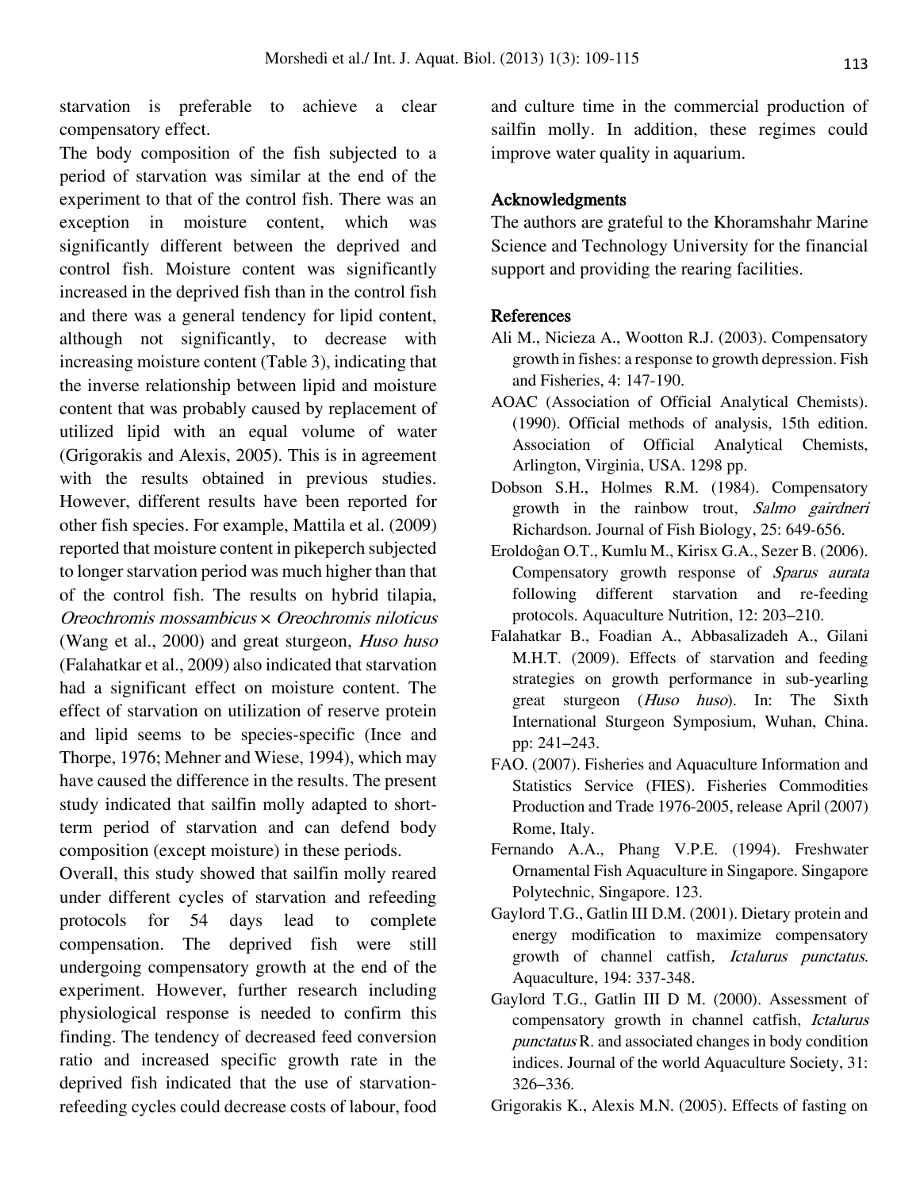starvation is preferable to achieve a clear compensatory effect.

The body composition of the fish subjected to a period of starvation was similar at the end of the experiment to that of the control fish. There was an exception in moisture content, which was significantly different between the deprived and control fish. Moisture content was significantly increased in the deprived fish than in the control fish and there was a general tendency for lipid content, although not significantly, to decrease with increasing moisture content (Table 3), indicating that the inverse relationship between lipid and moisture content that was probably caused by replacement of utilized lipid with an equal volume of water (Grigorakis and Alexis, 2005). This is in agreement with the results obtained in previous studies. However, different results have been reported for other fish species. For example, Mattila et al. (2009) reported that moisture content in pikeperch subjected to longer starvation period was much higher than that of the control fish. The results on hybrid tilapia, *Oreochromis mossambicus* × *Oreochromis niloticus* (Wang et al., 2000) and great sturgeon, *Huso huso* (Falahatkar et al., 2009) also indicated that starvation had a significant effect on moisture content. The effect of starvation on utilization of reserve protein and lipid seems to be species-specific (Ince and Thorpe, 1976; Mehner and Wiese, 1994), which may have caused the difference in the results. The present study indicated that sailfin molly adapted to short-term period of starvation and can defend body composition (except moisture) in these periods.

Overall, this study showed that sailfin molly reared under different cycles of starvation and refeeding protocols for 54 days lead to complete compensation. The deprived fish were still undergoing compensatory growth at the end of the experiment. However, further research including physiological response is needed to confirm this finding. The tendency of decreased feed conversion ratio and increased specific growth rate in the deprived fish indicated that the use of starvation-refeeding cycles could decrease costs of labour, food and culture time in the commercial production of sailfin molly. In addition, these regimes could improve water quality in aquarium.

## Acknowledgments

The authors are grateful to the Khoramshahr Marine Science and Technology University for the financial support and providing the rearing facilities.

## References

Ali M., Nicieza A., Wootton R.J. (2003). Compensatory growth in fishes: a response to growth depression. Fish and Fisheries, 4: 147-190.

AOAC (Association of Official Analytical Chemists). (1990). Official methods of analysis, 15th edition. Association of Official Analytical Chemists, Arlington, Virginia, USA. 1298 pp.

Dobson S.H., Holmes R.M. (1984). Compensatory growth in the rainbow trout, *Salmo gairdneri* Richardson. Journal of Fish Biology, 25: 649-656.

Eroldoĝan O.T., Kumlu M., Kirisx G.A., Sezer B. (2006). Compensatory growth response of *Sparus aurata* following different starvation and re-feeding protocols. Aquaculture Nutrition, 12: 203–210.

Falahatkar B., Foadian A., Abbasalizadeh A., Gilani M.H.T. (2009). Effects of starvation and feeding strategies on growth performance in sub-yearling great sturgeon (*Huso huso*). In: The Sixth International Sturgeon Symposium, Wuhan, China. pp: 241–243.

FAO. (2007). Fisheries and Aquaculture Information and Statistics Service (FIES). Fisheries Commodities Production and Trade 1976-2005, release April (2007) Rome, Italy.

Fernando A.A., Phang V.P.E. (1994). Freshwater Ornamental Fish Aquaculture in Singapore. Singapore Polytechnic, Singapore. 123.

Gaylord T.G., Gatlin III D.M. (2001). Dietary protein and energy modification to maximize compensatory growth of channel catfish, *Ictalurus punctatus*. Aquaculture, 194: 337-348.

Gaylord T.G., Gatlin III D M. (2000). Assessment of compensatory growth in channel catfish, *Ictalurus punctatus* R. and associated changes in body condition indices. Journal of the world Aquaculture Society, 31: 326–336.

Grigorakis K., Alexis M.N. (2005). Effects of fasting on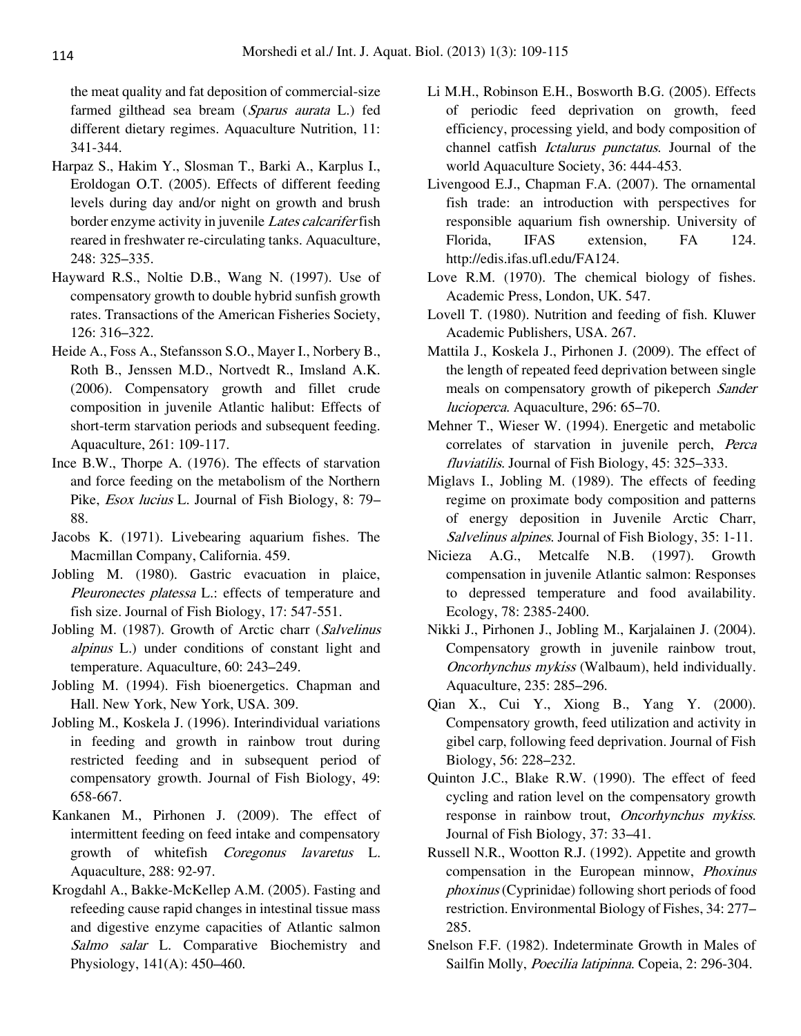the meat quality and fat deposition of commercial-size farmed gilthead sea bream (*Sparus aurata* L.) fed different dietary regimes. Aquaculture Nutrition, 11: 341-344.

Harpaz S., Hakim Y., Slosman T., Barki A., Karplus I., Eroldogan O.T. (2005). Effects of different feeding levels during day and/or night on growth and brush border enzyme activity in juvenile *Lates calcarifer* fish reared in freshwater re-circulating tanks. Aquaculture, 248: 325–335.

Hayward R.S., Noltie D.B., Wang N. (1997). Use of compensatory growth to double hybrid sunfish growth rates. Transactions of the American Fisheries Society, 126: 316–322.

Heide A., Foss A., Stefansson S.O., Mayer I., Norbery B., Roth B., Jenssen M.D., Nortvedt R., Imsland A.K. (2006). Compensatory growth and fillet crude composition in juvenile Atlantic halibut: Effects of short-term starvation periods and subsequent feeding. Aquaculture, 261: 109-117.

Ince B.W., Thorpe A. (1976). The effects of starvation and force feeding on the metabolism of the Northern Pike, *Esox lucius* L. Journal of Fish Biology, 8: 79–88.

Jacobs K. (1971). Livebearing aquarium fishes. The Macmillan Company, California. 459.

Jobling M. (1980). Gastric evacuation in plaice, *Pleuronectes platessa* L.: effects of temperature and fish size. Journal of Fish Biology, 17: 547-551.

Jobling M. (1987). Growth of Arctic charr (*Salvelinus alpinus* L.) under conditions of constant light and temperature. Aquaculture, 60: 243–249.

Jobling M. (1994). Fish bioenergetics. Chapman and Hall. New York, New York, USA. 309.

Jobling M., Koskela J. (1996). Interindividual variations in feeding and growth in rainbow trout during restricted feeding and in subsequent period of compensatory growth. Journal of Fish Biology, 49: 658-667.

Kankanen M., Pirhonen J. (2009). The effect of intermittent feeding on feed intake and compensatory growth of whitefish *Coregonus lavaretus* L. Aquaculture, 288: 92-97.

Krogdahl A., Bakke-McKellep A.M. (2005). Fasting and refeeding cause rapid changes in intestinal tissue mass and digestive enzyme capacities of Atlantic salmon *Salmo salar* L. Comparative Biochemistry and Physiology, 141(A): 450–460.

Li M.H., Robinson E.H., Bosworth B.G. (2005). Effects of periodic feed deprivation on growth, feed efficiency, processing yield, and body composition of channel catfish *Ictalurus punctatus*. Journal of the world Aquaculture Society, 36: 444-453.

Livengood E.J., Chapman F.A. (2007). The ornamental fish trade: an introduction with perspectives for responsible aquarium fish ownership. University of Florida, IFAS extension, FA 124. http://edis.ifas.ufl.edu/FA124.

Love R.M. (1970). The chemical biology of fishes. Academic Press, London, UK. 547.

Lovell T. (1980). Nutrition and feeding of fish. Kluwer Academic Publishers, USA. 267.

Mattila J., Koskela J., Pirhonen J. (2009). The effect of the length of repeated feed deprivation between single meals on compensatory growth of pikeperch *Sander lucioperca*. Aquaculture, 296: 65–70.

Mehner T., Wieser W. (1994). Energetic and metabolic correlates of starvation in juvenile perch, *Perca fluviatilis*. Journal of Fish Biology, 45: 325–333.

Miglavs I., Jobling M. (1989). The effects of feeding regime on proximate body composition and patterns of energy deposition in Juvenile Arctic Charr, *Salvelinus alpines*. Journal of Fish Biology, 35: 1-11.

Nicieza A.G., Metcalfe N.B. (1997). Growth compensation in juvenile Atlantic salmon: Responses to depressed temperature and food availability. Ecology, 78: 2385-2400.

Nikki J., Pirhonen J., Jobling M., Karjalainen J. (2004). Compensatory growth in juvenile rainbow trout, *Oncorhynchus mykiss* (Walbaum), held individually. Aquaculture, 235: 285–296.

Qian X., Cui Y., Xiong B., Yang Y. (2000). Compensatory growth, feed utilization and activity in gibel carp, following feed deprivation. Journal of Fish Biology, 56: 228–232.

Quinton J.C., Blake R.W. (1990). The effect of feed cycling and ration level on the compensatory growth response in rainbow trout, *Oncorhynchus mykiss*. Journal of Fish Biology, 37: 33–41.

Russell N.R., Wootton R.J. (1992). Appetite and growth compensation in the European minnow, *Phoxinus phoxinus* (Cyprinidae) following short periods of food restriction. Environmental Biology of Fishes, 34: 277–285.

Snelson F.F. (1982). Indeterminate Growth in Males of Sailfin Molly, *Poecilia latipinna*. Copeia, 2: 296-304.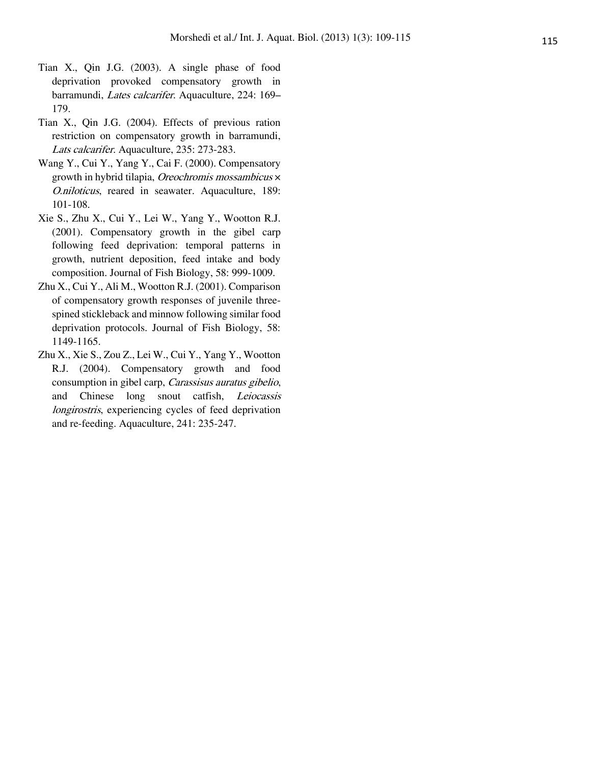Tian X., Qin J.G. (2003). A single phase of food deprivation provoked compensatory growth in barramundi, *Lates calcarifer*. Aquaculture, 224: 169–179.

Tian X., Qin J.G. (2004). Effects of previous ration restriction on compensatory growth in barramundi, *Lats calcarifer*. Aquaculture, 235: 273-283.

Wang Y., Cui Y., Yang Y., Cai F. (2000). Compensatory growth in hybrid tilapia, *Oreochromis mossambicus* × *O.niloticus*, reared in seawater. Aquaculture, 189: 101-108.

Xie S., Zhu X., Cui Y., Lei W., Yang Y., Wootton R.J. (2001). Compensatory growth in the gibel carp following feed deprivation: temporal patterns in growth, nutrient deposition, feed intake and body composition. Journal of Fish Biology, 58: 999-1009.

Zhu X., Cui Y., Ali M., Wootton R.J. (2001). Comparison of compensatory growth responses of juvenile three-spined stickleback and minnow following similar food deprivation protocols. Journal of Fish Biology, 58: 1149-1165.

Zhu X., Xie S., Zou Z., Lei W., Cui Y., Yang Y., Wootton R.J. (2004). Compensatory growth and food consumption in gibel carp, *Carassisus auratus gibelio*, and Chinese long snout catfish, *Leiocassis longirostris*, experiencing cycles of feed deprivation and re-feeding. Aquaculture, 241: 235-247.